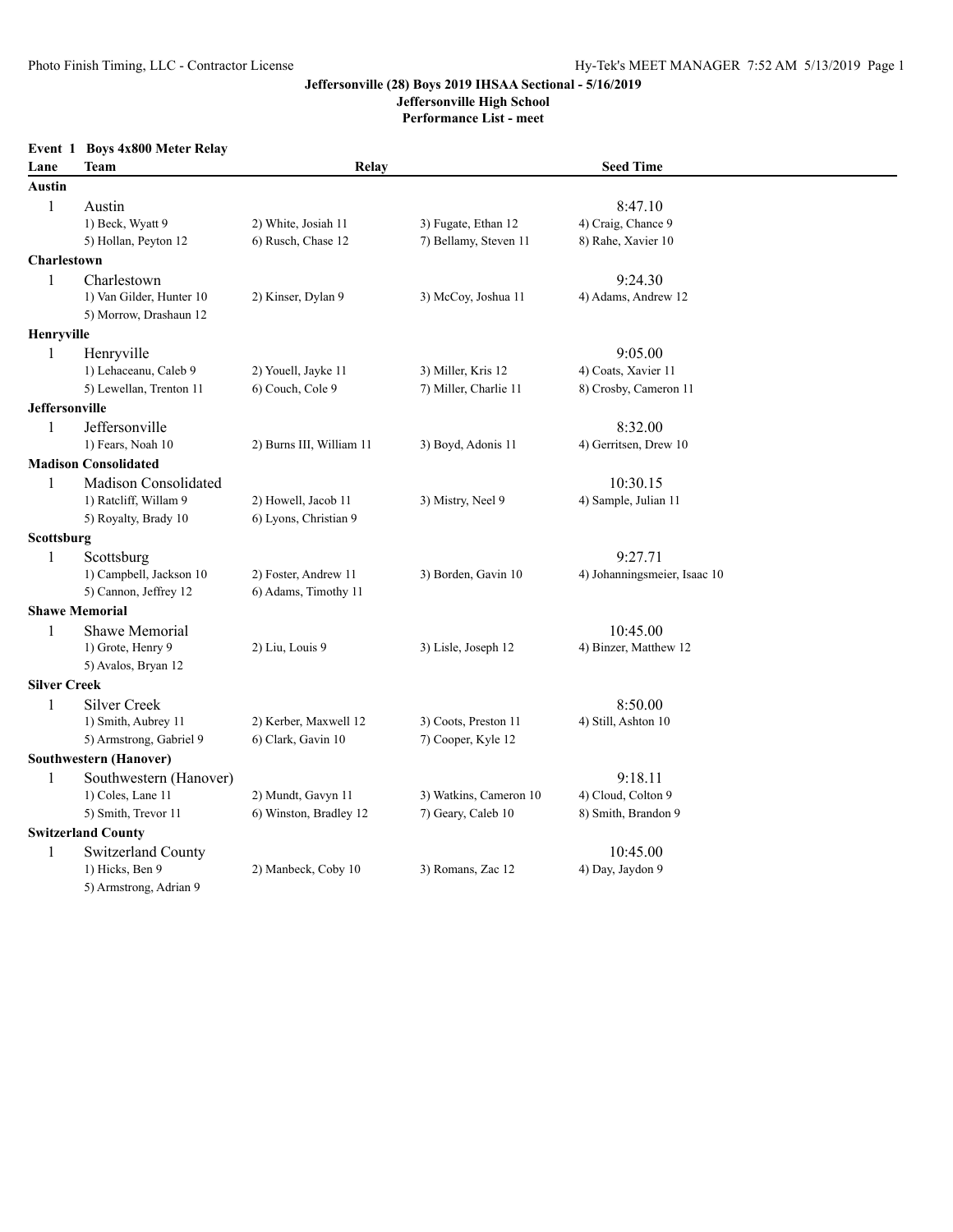# Jeffersonville (28) Boys 2019 IHSAA Sectional - 5/16/2019

## Jeffersonville High School

## Performance List - meet

### Event 1 Boys 4x800 Meter Relay

| Lane | Team | Relay | | Seed Time |
|---|---|---|---|---|
| **Austin** | | | | |
| 1 | Austin | | | 8:47.10 |
| | 1) Beck, Wyatt 9 | 2) White, Josiah 11 | 3) Fugate, Ethan 12 | 4) Craig, Chance 9 |
| | 5) Hollan, Peyton 12 | 6) Rusch, Chase 12 | 7) Bellamy, Steven 11 | 8) Rahe, Xavier 10 |
| **Charlestown** | | | | |
| 1 | Charlestown | | | 9:24.30 |
| | 1) Van Gilder, Hunter 10 | 2) Kinser, Dylan 9 | 3) McCoy, Joshua 11 | 4) Adams, Andrew 12 |
| | 5) Morrow, Drashaun 12 | | | |
| **Henryville** | | | | |
| 1 | Henryville | | | 9:05.00 |
| | 1) Lehaceanu, Caleb 9 | 2) Youell, Jayke 11 | 3) Miller, Kris 12 | 4) Coats, Xavier 11 |
| | 5) Lewellan, Trenton 11 | 6) Couch, Cole 9 | 7) Miller, Charlie 11 | 8) Crosby, Cameron 11 |
| **Jeffersonville** | | | | |
| 1 | Jeffersonville | | | 8:32.00 |
| | 1) Fears, Noah 10 | 2) Burns III, William 11 | 3) Boyd, Adonis 11 | 4) Gerritsen, Drew 10 |
| **Madison Consolidated** | | | | |
| 1 | Madison Consolidated | | | 10:30.15 |
| | 1) Ratcliff, Willam 9 | 2) Howell, Jacob 11 | 3) Mistry, Neel 9 | 4) Sample, Julian 11 |
| | 5) Royalty, Brady 10 | 6) Lyons, Christian 9 | | |
| **Scottsburg** | | | | |
| 1 | Scottsburg | | | 9:27.71 |
| | 1) Campbell, Jackson 10 | 2) Foster, Andrew 11 | 3) Borden, Gavin 10 | 4) Johanningsmeier, Isaac 10 |
| | 5) Cannon, Jeffrey 12 | 6) Adams, Timothy 11 | | |
| **Shawe Memorial** | | | | |
| 1 | Shawe Memorial | | | 10:45.00 |
| | 1) Grote, Henry 9 | 2) Liu, Louis 9 | 3) Lisle, Joseph 12 | 4) Binzer, Matthew 12 |
| | 5) Avalos, Bryan 12 | | | |
| **Silver Creek** | | | | |
| 1 | Silver Creek | | | 8:50.00 |
| | 1) Smith, Aubrey 11 | 2) Kerber, Maxwell 12 | 3) Coots, Preston 11 | 4) Still, Ashton 10 |
| | 5) Armstrong, Gabriel 9 | 6) Clark, Gavin 10 | 7) Cooper, Kyle 12 | |
| **Southwestern (Hanover)** | | | | |
| 1 | Southwestern (Hanover) | | | 9:18.11 |
| | 1) Coles, Lane 11 | 2) Mundt, Gavyn 11 | 3) Watkins, Cameron 10 | 4) Cloud, Colton 9 |
| | 5) Smith, Trevor 11 | 6) Winston, Bradley 12 | 7) Geary, Caleb 10 | 8) Smith, Brandon 9 |
| **Switzerland County** | | | | |
| 1 | Switzerland County | | | 10:45.00 |
| | 1) Hicks, Ben 9 | 2) Manbeck, Coby 10 | 3) Romans, Zac 12 | 4) Day, Jaydon 9 |
| | 5) Armstrong, Adrian 9 | | | |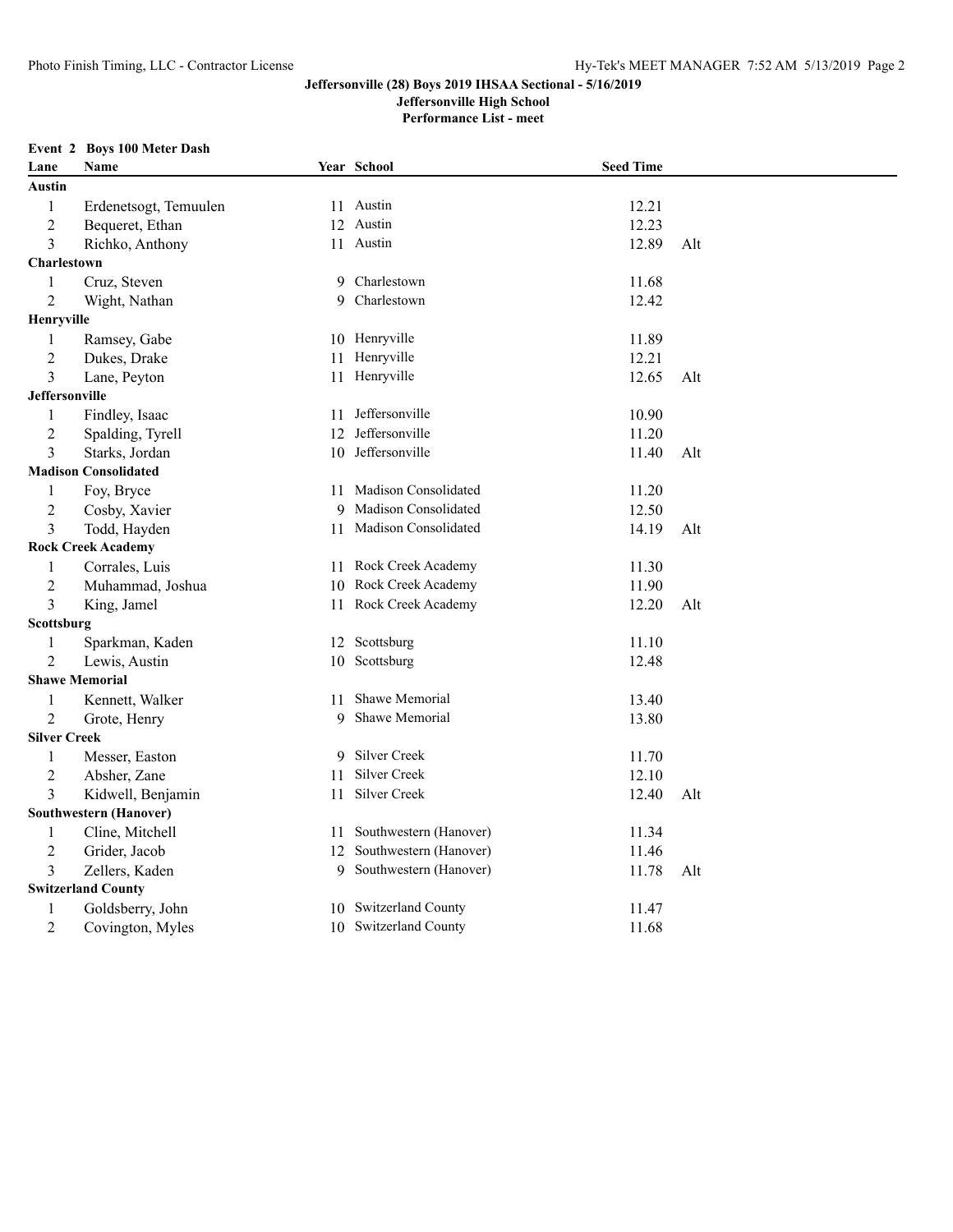**Jeffersonville (28) Boys 2019 IHSAA Sectional - 5/16/2019**
**Jeffersonville High School**
**Performance List - meet**

**Event 2 Boys 100 Meter Dash**

| Lane | Name | Year | School | Seed Time | |
|---|---|---|---|---|---|
| **Austin** | | | | | |
| 1 | Erdenetsogt, Temuulen | 11 | Austin | 12.21 | |
| 2 | Bequeret, Ethan | 12 | Austin | 12.23 | |
| 3 | Richko, Anthony | 11 | Austin | 12.89 | Alt |
| **Charlestown** | | | | | |
| 1 | Cruz, Steven | 9 | Charlestown | 11.68 | |
| 2 | Wight, Nathan | 9 | Charlestown | 12.42 | |
| **Henryville** | | | | | |
| 1 | Ramsey, Gabe | 10 | Henryville | 11.89 | |
| 2 | Dukes, Drake | 11 | Henryville | 12.21 | |
| 3 | Lane, Peyton | 11 | Henryville | 12.65 | Alt |
| **Jeffersonville** | | | | | |
| 1 | Findley, Isaac | 11 | Jeffersonville | 10.90 | |
| 2 | Spalding, Tyrell | 12 | Jeffersonville | 11.20 | |
| 3 | Starks, Jordan | 10 | Jeffersonville | 11.40 | Alt |
| **Madison Consolidated** | | | | | |
| 1 | Foy, Bryce | 11 | Madison Consolidated | 11.20 | |
| 2 | Cosby, Xavier | 9 | Madison Consolidated | 12.50 | |
| 3 | Todd, Hayden | 11 | Madison Consolidated | 14.19 | Alt |
| **Rock Creek Academy** | | | | | |
| 1 | Corrales, Luis | 11 | Rock Creek Academy | 11.30 | |
| 2 | Muhammad, Joshua | 10 | Rock Creek Academy | 11.90 | |
| 3 | King, Jamel | 11 | Rock Creek Academy | 12.20 | Alt |
| **Scottsburg** | | | | | |
| 1 | Sparkman, Kaden | 12 | Scottsburg | 11.10 | |
| 2 | Lewis, Austin | 10 | Scottsburg | 12.48 | |
| **Shawe Memorial** | | | | | |
| 1 | Kennett, Walker | 11 | Shawe Memorial | 13.40 | |
| 2 | Grote, Henry | 9 | Shawe Memorial | 13.80 | |
| **Silver Creek** | | | | | |
| 1 | Messer, Easton | 9 | Silver Creek | 11.70 | |
| 2 | Absher, Zane | 11 | Silver Creek | 12.10 | |
| 3 | Kidwell, Benjamin | 11 | Silver Creek | 12.40 | Alt |
| **Southwestern (Hanover)** | | | | | |
| 1 | Cline, Mitchell | 11 | Southwestern (Hanover) | 11.34 | |
| 2 | Grider, Jacob | 12 | Southwestern (Hanover) | 11.46 | |
| 3 | Zellers, Kaden | 9 | Southwestern (Hanover) | 11.78 | Alt |
| **Switzerland County** | | | | | |
| 1 | Goldsberry, John | 10 | Switzerland County | 11.47 | |
| 2 | Covington, Myles | 10 | Switzerland County | 11.68 | |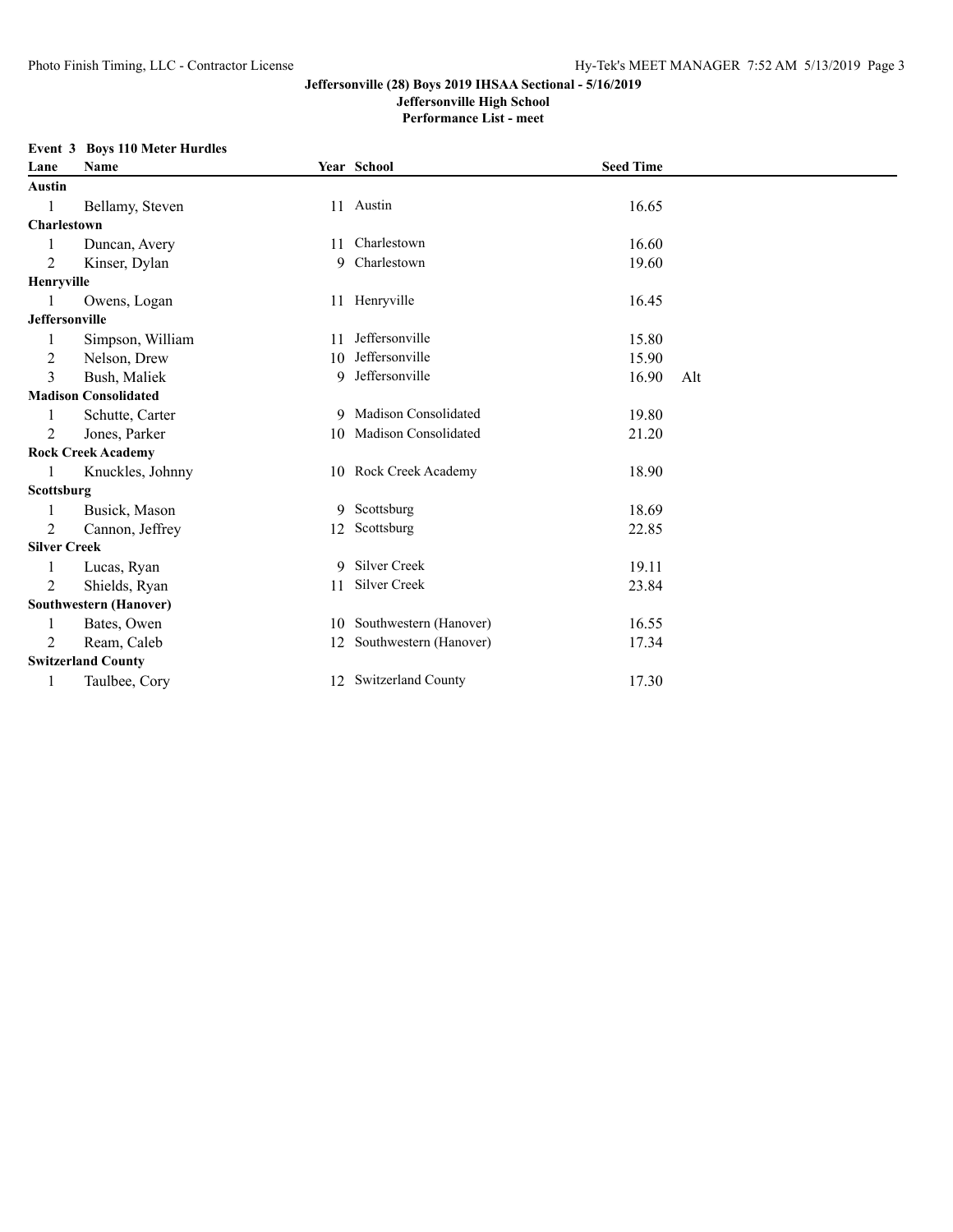**Jeffersonville (28) Boys 2019 IHSAA Sectional - 5/16/2019**
**Jeffersonville High School**
**Performance List - meet**

**Event 3 Boys 110 Meter Hurdles**

| Lane | Name | Year | School | Seed Time | |
|---|---|---|---|---|---|
| **Austin** | | | | | |
| 1 | Bellamy, Steven | 11 | Austin | 16.65 | |
| **Charlestown** | | | | | |
| 1 | Duncan, Avery | 11 | Charlestown | 16.60 | |
| 2 | Kinser, Dylan | 9 | Charlestown | 19.60 | |
| **Henryville** | | | | | |
| 1 | Owens, Logan | 11 | Henryville | 16.45 | |
| **Jeffersonville** | | | | | |
| 1 | Simpson, William | 11 | Jeffersonville | 15.80 | |
| 2 | Nelson, Drew | 10 | Jeffersonville | 15.90 | |
| 3 | Bush, Maliek | 9 | Jeffersonville | 16.90 | Alt |
| **Madison Consolidated** | | | | | |
| 1 | Schutte, Carter | 9 | Madison Consolidated | 19.80 | |
| 2 | Jones, Parker | 10 | Madison Consolidated | 21.20 | |
| **Rock Creek Academy** | | | | | |
| 1 | Knuckles, Johnny | 10 | Rock Creek Academy | 18.90 | |
| **Scottsburg** | | | | | |
| 1 | Busick, Mason | 9 | Scottsburg | 18.69 | |
| 2 | Cannon, Jeffrey | 12 | Scottsburg | 22.85 | |
| **Silver Creek** | | | | | |
| 1 | Lucas, Ryan | 9 | Silver Creek | 19.11 | |
| 2 | Shields, Ryan | 11 | Silver Creek | 23.84 | |
| **Southwestern (Hanover)** | | | | | |
| 1 | Bates, Owen | 10 | Southwestern (Hanover) | 16.55 | |
| 2 | Ream, Caleb | 12 | Southwestern (Hanover) | 17.34 | |
| **Switzerland County** | | | | | |
| 1 | Taulbee, Cory | 12 | Switzerland County | 17.30 | |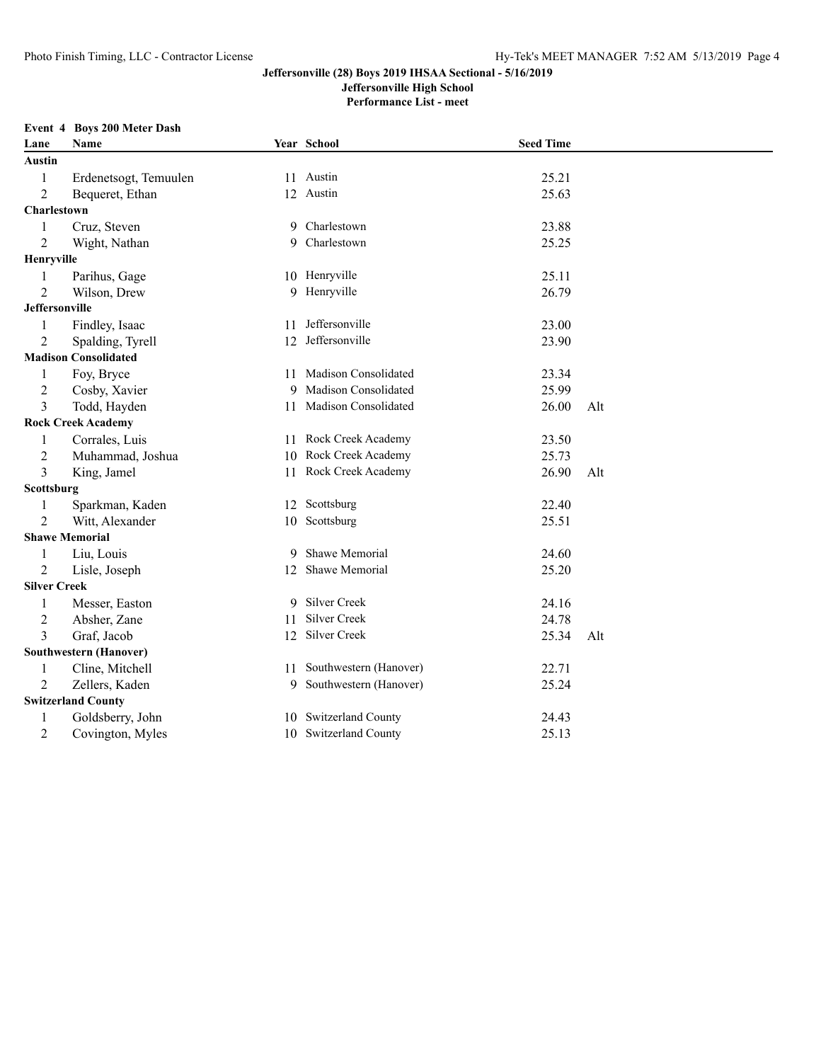**Jeffersonville (28) Boys 2019 IHSAA Sectional - 5/16/2019**
**Jeffersonville High School**
**Performance List - meet**

**Event 4 Boys 200 Meter Dash**

| Lane | Name | Year | School | Seed Time | |
|---|---|---|---|---|---|
| **Austin** | | | | | |
| 1 | Erdenetsogt, Temuulen | 11 | Austin | 25.21 | |
| 2 | Bequeret, Ethan | 12 | Austin | 25.63 | |
| **Charlestown** | | | | | |
| 1 | Cruz, Steven | 9 | Charlestown | 23.88 | |
| 2 | Wight, Nathan | 9 | Charlestown | 25.25 | |
| **Henryville** | | | | | |
| 1 | Parihus, Gage | 10 | Henryville | 25.11 | |
| 2 | Wilson, Drew | 9 | Henryville | 26.79 | |
| **Jeffersonville** | | | | | |
| 1 | Findley, Isaac | 11 | Jeffersonville | 23.00 | |
| 2 | Spalding, Tyrell | 12 | Jeffersonville | 23.90 | |
| **Madison Consolidated** | | | | | |
| 1 | Foy, Bryce | 11 | Madison Consolidated | 23.34 | |
| 2 | Cosby, Xavier | 9 | Madison Consolidated | 25.99 | |
| 3 | Todd, Hayden | 11 | Madison Consolidated | 26.00 | Alt |
| **Rock Creek Academy** | | | | | |
| 1 | Corrales, Luis | 11 | Rock Creek Academy | 23.50 | |
| 2 | Muhammad, Joshua | 10 | Rock Creek Academy | 25.73 | |
| 3 | King, Jamel | 11 | Rock Creek Academy | 26.90 | Alt |
| **Scottsburg** | | | | | |
| 1 | Sparkman, Kaden | 12 | Scottsburg | 22.40 | |
| 2 | Witt, Alexander | 10 | Scottsburg | 25.51 | |
| **Shawe Memorial** | | | | | |
| 1 | Liu, Louis | 9 | Shawe Memorial | 24.60 | |
| 2 | Lisle, Joseph | 12 | Shawe Memorial | 25.20 | |
| **Silver Creek** | | | | | |
| 1 | Messer, Easton | 9 | Silver Creek | 24.16 | |
| 2 | Absher, Zane | 11 | Silver Creek | 24.78 | |
| 3 | Graf, Jacob | 12 | Silver Creek | 25.34 | Alt |
| **Southwestern (Hanover)** | | | | | |
| 1 | Cline, Mitchell | 11 | Southwestern (Hanover) | 22.71 | |
| 2 | Zellers, Kaden | 9 | Southwestern (Hanover) | 25.24 | |
| **Switzerland County** | | | | | |
| 1 | Goldsberry, John | 10 | Switzerland County | 24.43 | |
| 2 | Covington, Myles | 10 | Switzerland County | 25.13 | |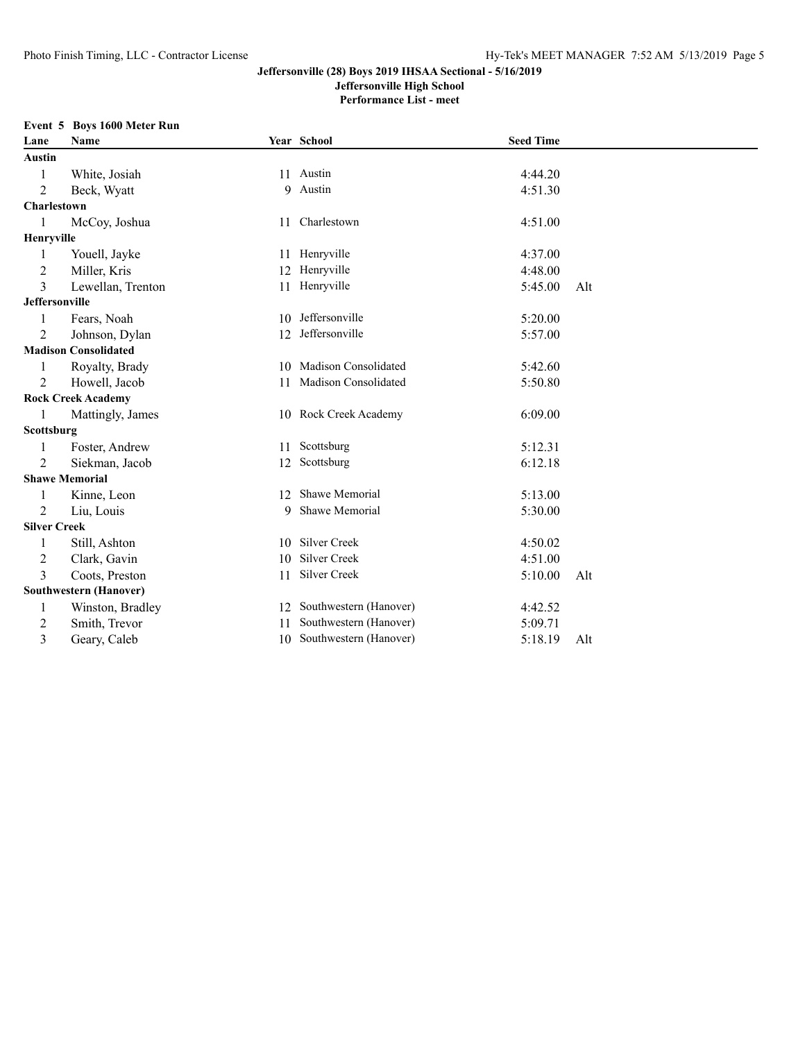**Jeffersonville (28) Boys 2019 IHSAA Sectional - 5/16/2019**
**Jeffersonville High School**
**Performance List - meet**

**Event 5 Boys 1600 Meter Run**

| Lane | Name | Year | School | Seed Time | |
|---|---|---|---|---|---|
| **Austin** | | | | | |
| 1 | White, Josiah | 11 | Austin | 4:44.20 | |
| 2 | Beck, Wyatt | 9 | Austin | 4:51.30 | |
| **Charlestown** | | | | | |
| 1 | McCoy, Joshua | 11 | Charlestown | 4:51.00 | |
| **Henryville** | | | | | |
| 1 | Youell, Jayke | 11 | Henryville | 4:37.00 | |
| 2 | Miller, Kris | 12 | Henryville | 4:48.00 | |
| 3 | Lewellan, Trenton | 11 | Henryville | 5:45.00 | Alt |
| **Jeffersonville** | | | | | |
| 1 | Fears, Noah | 10 | Jeffersonville | 5:20.00 | |
| 2 | Johnson, Dylan | 12 | Jeffersonville | 5:57.00 | |
| **Madison Consolidated** | | | | | |
| 1 | Royalty, Brady | 10 | Madison Consolidated | 5:42.60 | |
| 2 | Howell, Jacob | 11 | Madison Consolidated | 5:50.80 | |
| **Rock Creek Academy** | | | | | |
| 1 | Mattingly, James | 10 | Rock Creek Academy | 6:09.00 | |
| **Scottsburg** | | | | | |
| 1 | Foster, Andrew | 11 | Scottsburg | 5:12.31 | |
| 2 | Siekman, Jacob | 12 | Scottsburg | 6:12.18 | |
| **Shawe Memorial** | | | | | |
| 1 | Kinne, Leon | 12 | Shawe Memorial | 5:13.00 | |
| 2 | Liu, Louis | 9 | Shawe Memorial | 5:30.00 | |
| **Silver Creek** | | | | | |
| 1 | Still, Ashton | 10 | Silver Creek | 4:50.02 | |
| 2 | Clark, Gavin | 10 | Silver Creek | 4:51.00 | |
| 3 | Coots, Preston | 11 | Silver Creek | 5:10.00 | Alt |
| **Southwestern (Hanover)** | | | | | |
| 1 | Winston, Bradley | 12 | Southwestern (Hanover) | 4:42.52 | |
| 2 | Smith, Trevor | 11 | Southwestern (Hanover) | 5:09.71 | |
| 3 | Geary, Caleb | 10 | Southwestern (Hanover) | 5:18.19 | Alt |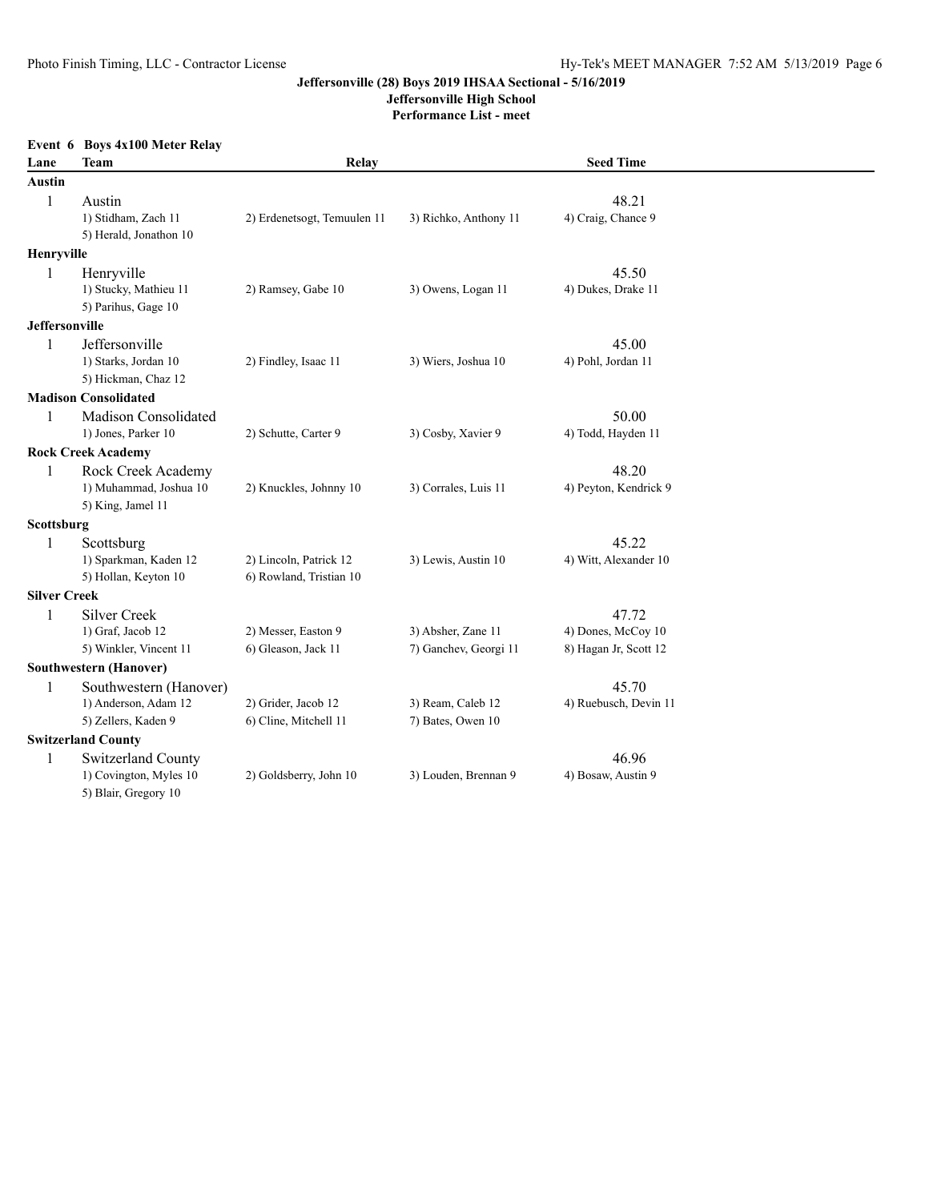**Jeffersonville (28) Boys 2019 IHSAA Sectional - 5/16/2019**
**Jeffersonville High School**
**Performance List - meet**

**Event 6 Boys 4x100 Meter Relay**

| Lane | Team | Relay | | Seed Time |
|---|---|---|---|---|
| **Austin** | | | | |
| 1 | Austin | | | 48.21 |
| | 1) Stidham, Zach 11 | 2) Erdenetsogt, Temuulen 11 | 3) Richko, Anthony 11 | 4) Craig, Chance 9 |
| | 5) Herald, Jonathon 10 | | | |
| **Henryville** | | | | |
| 1 | Henryville | | | 45.50 |
| | 1) Stucky, Mathieu 11 | 2) Ramsey, Gabe 10 | 3) Owens, Logan 11 | 4) Dukes, Drake 11 |
| | 5) Parihus, Gage 10 | | | |
| **Jeffersonville** | | | | |
| 1 | Jeffersonville | | | 45.00 |
| | 1) Starks, Jordan 10 | 2) Findley, Isaac 11 | 3) Wiers, Joshua 10 | 4) Pohl, Jordan 11 |
| | 5) Hickman, Chaz 12 | | | |
| **Madison Consolidated** | | | | |
| 1 | Madison Consolidated | | | 50.00 |
| | 1) Jones, Parker 10 | 2) Schutte, Carter 9 | 3) Cosby, Xavier 9 | 4) Todd, Hayden 11 |
| **Rock Creek Academy** | | | | |
| 1 | Rock Creek Academy | | | 48.20 |
| | 1) Muhammad, Joshua 10 | 2) Knuckles, Johnny 10 | 3) Corrales, Luis 11 | 4) Peyton, Kendrick 9 |
| | 5) King, Jamel 11 | | | |
| **Scottsburg** | | | | |
| 1 | Scottsburg | | | 45.22 |
| | 1) Sparkman, Kaden 12 | 2) Lincoln, Patrick 12 | 3) Lewis, Austin 10 | 4) Witt, Alexander 10 |
| | 5) Hollan, Keyton 10 | 6) Rowland, Tristian 10 | | |
| **Silver Creek** | | | | |
| 1 | Silver Creek | | | 47.72 |
| | 1) Graf, Jacob 12 | 2) Messer, Easton 9 | 3) Absher, Zane 11 | 4) Dones, McCoy 10 |
| | 5) Winkler, Vincent 11 | 6) Gleason, Jack 11 | 7) Ganchev, Georgi 11 | 8) Hagan Jr, Scott 12 |
| **Southwestern (Hanover)** | | | | |
| 1 | Southwestern (Hanover) | | | 45.70 |
| | 1) Anderson, Adam 12 | 2) Grider, Jacob 12 | 3) Ream, Caleb 12 | 4) Ruebusch, Devin 11 |
| | 5) Zellers, Kaden 9 | 6) Cline, Mitchell 11 | 7) Bates, Owen 10 | |
| **Switzerland County** | | | | |
| 1 | Switzerland County | | | 46.96 |
| | 1) Covington, Myles 10 | 2) Goldsberry, John 10 | 3) Louden, Brennan 9 | 4) Bosaw, Austin 9 |
| | 5) Blair, Gregory 10 | | | |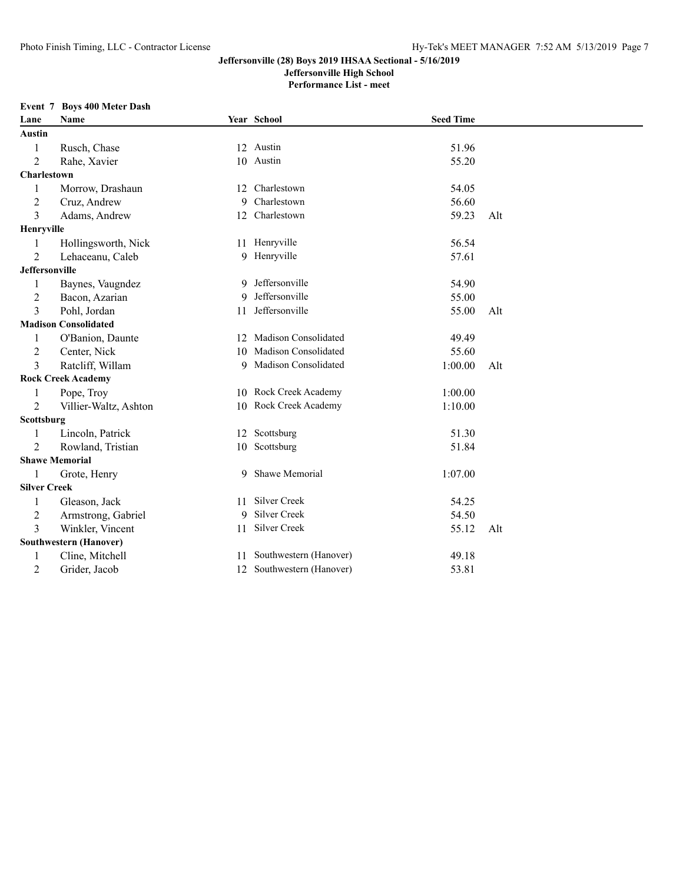**Jeffersonville (28) Boys 2019 IHSAA Sectional - 5/16/2019**
**Jeffersonville High School**
**Performance List - meet**

**Event 7 Boys 400 Meter Dash**

| Lane | Name | Year | School | Seed Time | |
|---|---|---|---|---|---|
| **Austin** | | | | | |
| 1 | Rusch, Chase | 12 | Austin | 51.96 | |
| 2 | Rahe, Xavier | 10 | Austin | 55.20 | |
| **Charlestown** | | | | | |
| 1 | Morrow, Drashaun | 12 | Charlestown | 54.05 | |
| 2 | Cruz, Andrew | 9 | Charlestown | 56.60 | |
| 3 | Adams, Andrew | 12 | Charlestown | 59.23 | Alt |
| **Henryville** | | | | | |
| 1 | Hollingsworth, Nick | 11 | Henryville | 56.54 | |
| 2 | Lehaceanu, Caleb | 9 | Henryville | 57.61 | |
| **Jeffersonville** | | | | | |
| 1 | Baynes, Vaugndez | 9 | Jeffersonville | 54.90 | |
| 2 | Bacon, Azarian | 9 | Jeffersonville | 55.00 | |
| 3 | Pohl, Jordan | 11 | Jeffersonville | 55.00 | Alt |
| **Madison Consolidated** | | | | | |
| 1 | O'Banion, Daunte | 12 | Madison Consolidated | 49.49 | |
| 2 | Center, Nick | 10 | Madison Consolidated | 55.60 | |
| 3 | Ratcliff, Willam | 9 | Madison Consolidated | 1:00.00 | Alt |
| **Rock Creek Academy** | | | | | |
| 1 | Pope, Troy | 10 | Rock Creek Academy | 1:00.00 | |
| 2 | Villier-Waltz, Ashton | 10 | Rock Creek Academy | 1:10.00 | |
| **Scottsburg** | | | | | |
| 1 | Lincoln, Patrick | 12 | Scottsburg | 51.30 | |
| 2 | Rowland, Tristian | 10 | Scottsburg | 51.84 | |
| **Shawe Memorial** | | | | | |
| 1 | Grote, Henry | 9 | Shawe Memorial | 1:07.00 | |
| **Silver Creek** | | | | | |
| 1 | Gleason, Jack | 11 | Silver Creek | 54.25 | |
| 2 | Armstrong, Gabriel | 9 | Silver Creek | 54.50 | |
| 3 | Winkler, Vincent | 11 | Silver Creek | 55.12 | Alt |
| **Southwestern (Hanover)** | | | | | |
| 1 | Cline, Mitchell | 11 | Southwestern (Hanover) | 49.18 | |
| 2 | Grider, Jacob | 12 | Southwestern (Hanover) | 53.81 | |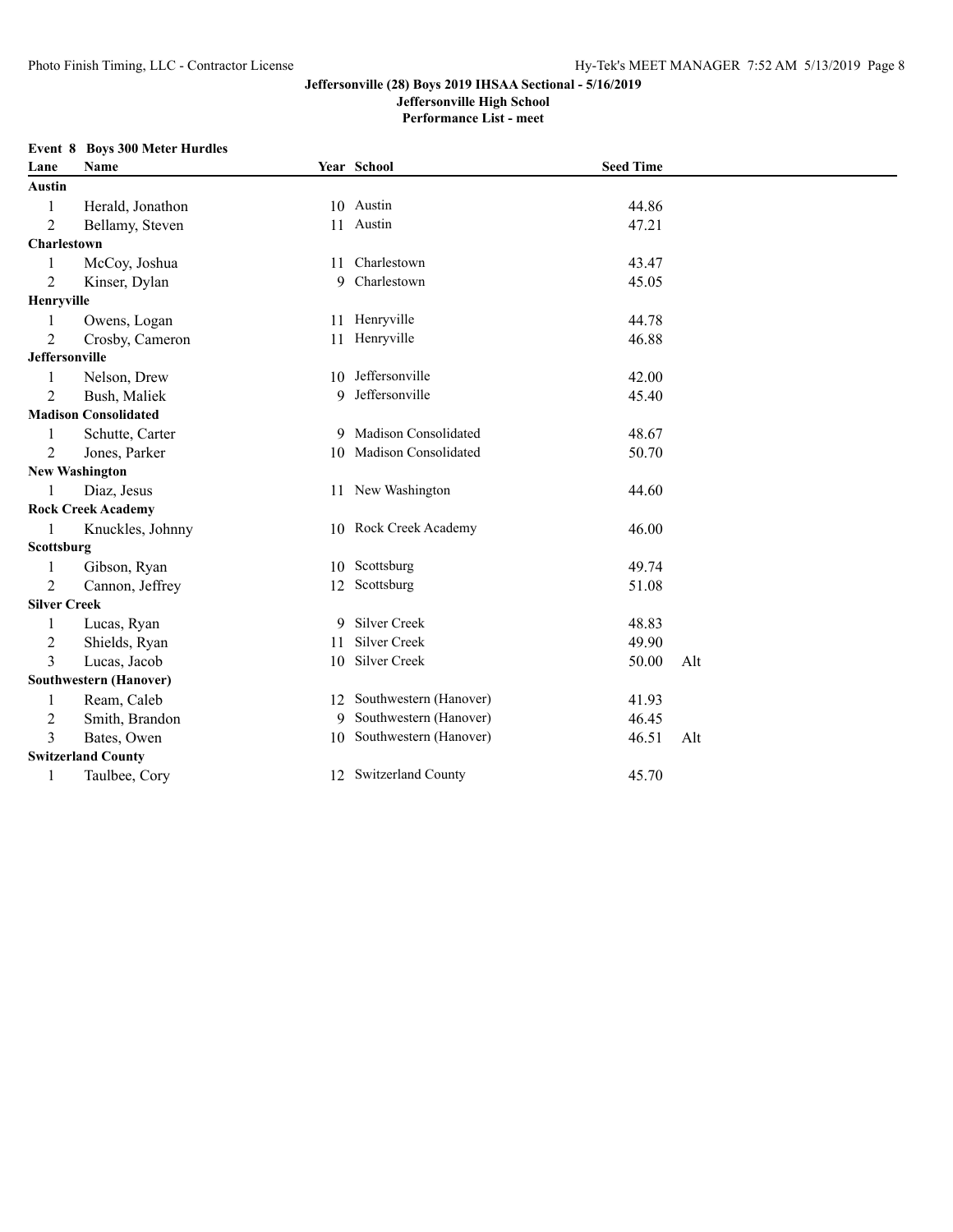**Jeffersonville (28) Boys 2019 IHSAA Sectional - 5/16/2019**
**Jeffersonville High School**
**Performance List - meet**

**Event 8 Boys 300 Meter Hurdles**

| Lane | Name | Year | School | Seed Time | |
|---|---|---|---|---|---|
| **Austin** | | | | | |
| 1 | Herald, Jonathon | 10 | Austin | 44.86 | |
| 2 | Bellamy, Steven | 11 | Austin | 47.21 | |
| **Charlestown** | | | | | |
| 1 | McCoy, Joshua | 11 | Charlestown | 43.47 | |
| 2 | Kinser, Dylan | 9 | Charlestown | 45.05 | |
| **Henryville** | | | | | |
| 1 | Owens, Logan | 11 | Henryville | 44.78 | |
| 2 | Crosby, Cameron | 11 | Henryville | 46.88 | |
| **Jeffersonville** | | | | | |
| 1 | Nelson, Drew | 10 | Jeffersonville | 42.00 | |
| 2 | Bush, Maliek | 9 | Jeffersonville | 45.40 | |
| **Madison Consolidated** | | | | | |
| 1 | Schutte, Carter | 9 | Madison Consolidated | 48.67 | |
| 2 | Jones, Parker | 10 | Madison Consolidated | 50.70 | |
| **New Washington** | | | | | |
| 1 | Diaz, Jesus | 11 | New Washington | 44.60 | |
| **Rock Creek Academy** | | | | | |
| 1 | Knuckles, Johnny | 10 | Rock Creek Academy | 46.00 | |
| **Scottsburg** | | | | | |
| 1 | Gibson, Ryan | 10 | Scottsburg | 49.74 | |
| 2 | Cannon, Jeffrey | 12 | Scottsburg | 51.08 | |
| **Silver Creek** | | | | | |
| 1 | Lucas, Ryan | 9 | Silver Creek | 48.83 | |
| 2 | Shields, Ryan | 11 | Silver Creek | 49.90 | |
| 3 | Lucas, Jacob | 10 | Silver Creek | 50.00 | Alt |
| **Southwestern (Hanover)** | | | | | |
| 1 | Ream, Caleb | 12 | Southwestern (Hanover) | 41.93 | |
| 2 | Smith, Brandon | 9 | Southwestern (Hanover) | 46.45 | |
| 3 | Bates, Owen | 10 | Southwestern (Hanover) | 46.51 | Alt |
| **Switzerland County** | | | | | |
| 1 | Taulbee, Cory | 12 | Switzerland County | 45.70 | |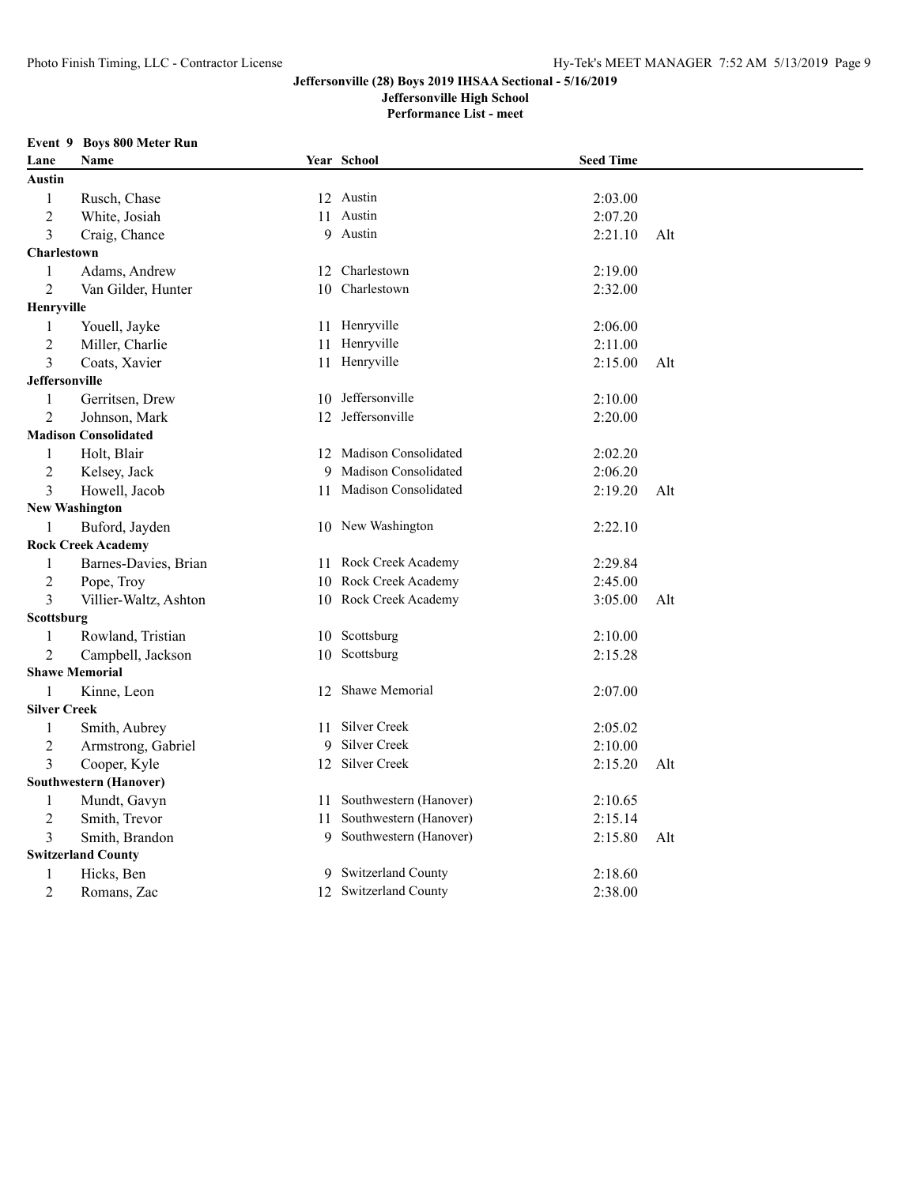**Jeffersonville (28) Boys 2019 IHSAA Sectional - 5/16/2019**
**Jeffersonville High School**
**Performance List - meet**

**Event 9 Boys 800 Meter Run**

| Lane | Name | Year | School | Seed Time | |
|---|---|---|---|---|---|
| **Austin** | | | | | |
| 1 | Rusch, Chase | 12 | Austin | 2:03.00 | |
| 2 | White, Josiah | 11 | Austin | 2:07.20 | |
| 3 | Craig, Chance | 9 | Austin | 2:21.10 | Alt |
| **Charlestown** | | | | | |
| 1 | Adams, Andrew | 12 | Charlestown | 2:19.00 | |
| 2 | Van Gilder, Hunter | 10 | Charlestown | 2:32.00 | |
| **Henryville** | | | | | |
| 1 | Youell, Jayke | 11 | Henryville | 2:06.00 | |
| 2 | Miller, Charlie | 11 | Henryville | 2:11.00 | |
| 3 | Coats, Xavier | 11 | Henryville | 2:15.00 | Alt |
| **Jeffersonville** | | | | | |
| 1 | Gerritsen, Drew | 10 | Jeffersonville | 2:10.00 | |
| 2 | Johnson, Mark | 12 | Jeffersonville | 2:20.00 | |
| **Madison Consolidated** | | | | | |
| 1 | Holt, Blair | 12 | Madison Consolidated | 2:02.20 | |
| 2 | Kelsey, Jack | 9 | Madison Consolidated | 2:06.20 | |
| 3 | Howell, Jacob | 11 | Madison Consolidated | 2:19.20 | Alt |
| **New Washington** | | | | | |
| 1 | Buford, Jayden | 10 | New Washington | 2:22.10 | |
| **Rock Creek Academy** | | | | | |
| 1 | Barnes-Davies, Brian | 11 | Rock Creek Academy | 2:29.84 | |
| 2 | Pope, Troy | 10 | Rock Creek Academy | 2:45.00 | |
| 3 | Villier-Waltz, Ashton | 10 | Rock Creek Academy | 3:05.00 | Alt |
| **Scottsburg** | | | | | |
| 1 | Rowland, Tristian | 10 | Scottsburg | 2:10.00 | |
| 2 | Campbell, Jackson | 10 | Scottsburg | 2:15.28 | |
| **Shawe Memorial** | | | | | |
| 1 | Kinne, Leon | 12 | Shawe Memorial | 2:07.00 | |
| **Silver Creek** | | | | | |
| 1 | Smith, Aubrey | 11 | Silver Creek | 2:05.02 | |
| 2 | Armstrong, Gabriel | 9 | Silver Creek | 2:10.00 | |
| 3 | Cooper, Kyle | 12 | Silver Creek | 2:15.20 | Alt |
| **Southwestern (Hanover)** | | | | | |
| 1 | Mundt, Gavyn | 11 | Southwestern (Hanover) | 2:10.65 | |
| 2 | Smith, Trevor | 11 | Southwestern (Hanover) | 2:15.14 | |
| 3 | Smith, Brandon | 9 | Southwestern (Hanover) | 2:15.80 | Alt |
| **Switzerland County** | | | | | |
| 1 | Hicks, Ben | 9 | Switzerland County | 2:18.60 | |
| 2 | Romans, Zac | 12 | Switzerland County | 2:38.00 | |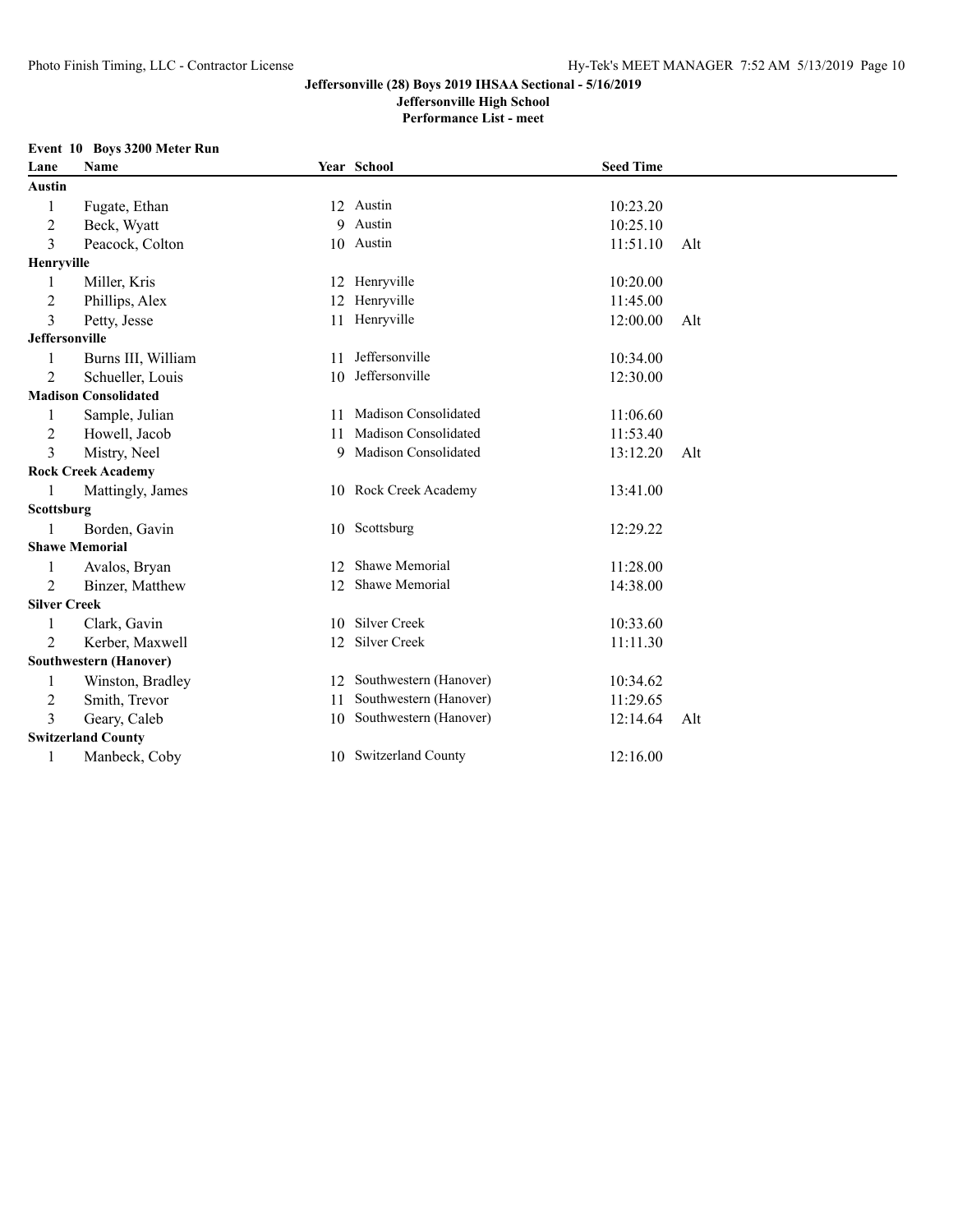**Jeffersonville (28) Boys 2019 IHSAA Sectional - 5/16/2019**
**Jeffersonville High School**
**Performance List - meet**

**Event 10 Boys 3200 Meter Run**

| Lane | Name | Year | School | Seed Time | |
|---|---|---|---|---|---|
| **Austin** | | | | | |
| 1 | Fugate, Ethan | 12 | Austin | 10:23.20 | |
| 2 | Beck, Wyatt | 9 | Austin | 10:25.10 | |
| 3 | Peacock, Colton | 10 | Austin | 11:51.10 | Alt |
| **Henryville** | | | | | |
| 1 | Miller, Kris | 12 | Henryville | 10:20.00 | |
| 2 | Phillips, Alex | 12 | Henryville | 11:45.00 | |
| 3 | Petty, Jesse | 11 | Henryville | 12:00.00 | Alt |
| **Jeffersonville** | | | | | |
| 1 | Burns III, William | 11 | Jeffersonville | 10:34.00 | |
| 2 | Schueller, Louis | 10 | Jeffersonville | 12:30.00 | |
| **Madison Consolidated** | | | | | |
| 1 | Sample, Julian | 11 | Madison Consolidated | 11:06.60 | |
| 2 | Howell, Jacob | 11 | Madison Consolidated | 11:53.40 | |
| 3 | Mistry, Neel | 9 | Madison Consolidated | 13:12.20 | Alt |
| **Rock Creek Academy** | | | | | |
| 1 | Mattingly, James | 10 | Rock Creek Academy | 13:41.00 | |
| **Scottsburg** | | | | | |
| 1 | Borden, Gavin | 10 | Scottsburg | 12:29.22 | |
| **Shawe Memorial** | | | | | |
| 1 | Avalos, Bryan | 12 | Shawe Memorial | 11:28.00 | |
| 2 | Binzer, Matthew | 12 | Shawe Memorial | 14:38.00 | |
| **Silver Creek** | | | | | |
| 1 | Clark, Gavin | 10 | Silver Creek | 10:33.60 | |
| 2 | Kerber, Maxwell | 12 | Silver Creek | 11:11.30 | |
| **Southwestern (Hanover)** | | | | | |
| 1 | Winston, Bradley | 12 | Southwestern (Hanover) | 10:34.62 | |
| 2 | Smith, Trevor | 11 | Southwestern (Hanover) | 11:29.65 | |
| 3 | Geary, Caleb | 10 | Southwestern (Hanover) | 12:14.64 | Alt |
| **Switzerland County** | | | | | |
| 1 | Manbeck, Coby | 10 | Switzerland County | 12:16.00 | |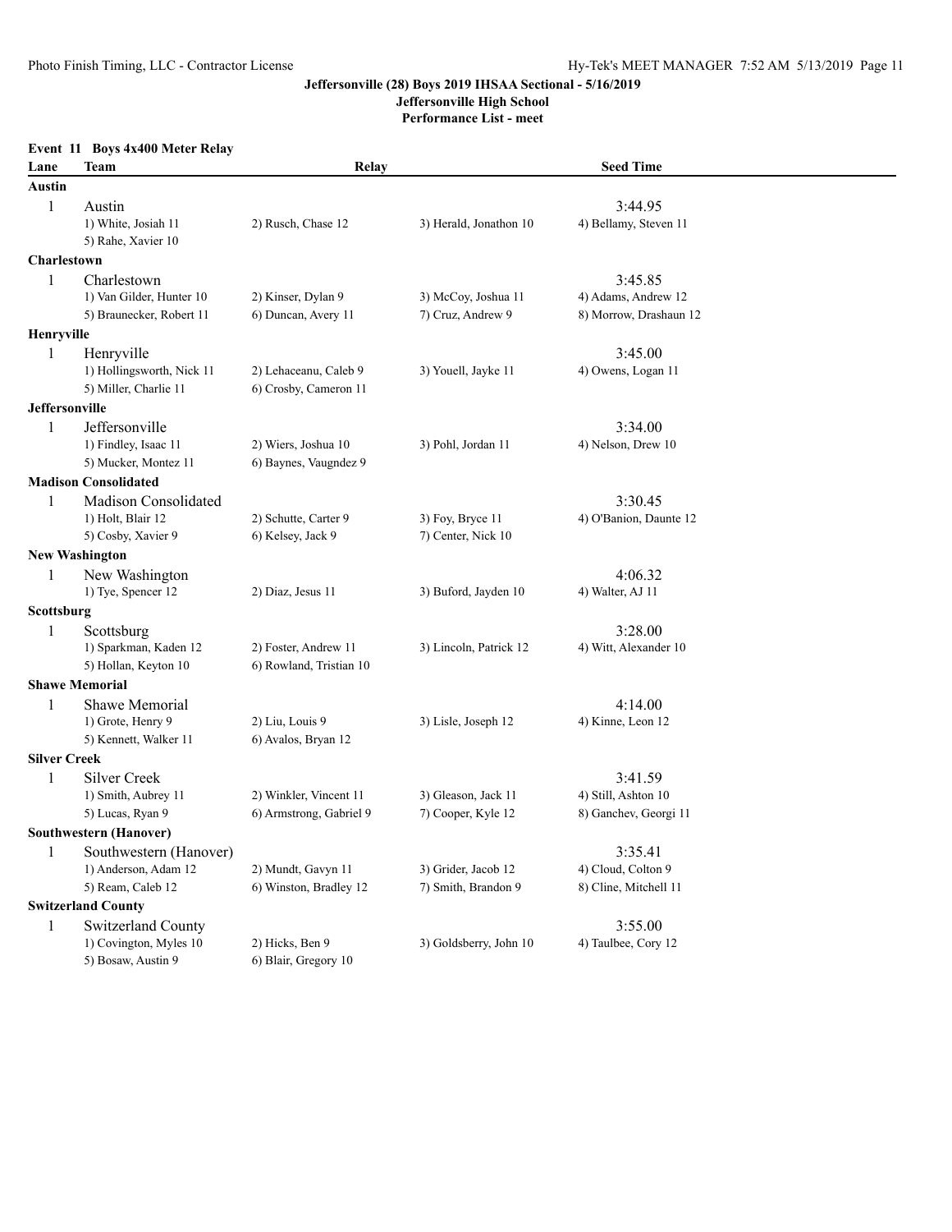# Jeffersonville (28) Boys 2019 IHSAA Sectional - 5/16/2019

**Jeffersonville High School**

**Performance List - meet**

**Event 11 Boys 4x400 Meter Relay**

| Lane | Team | Relay | | Seed Time |
|---|---|---|---|---|
| **Austin** | | | | |
| 1 | Austin | | | 3:44.95 |
| | 1) White, Josiah 11 | 2) Rusch, Chase 12 | 3) Herald, Jonathon 10 | 4) Bellamy, Steven 11 |
| | 5) Rahe, Xavier 10 | | | |
| **Charlestown** | | | | |
| 1 | Charlestown | | | 3:45.85 |
| | 1) Van Gilder, Hunter 10 | 2) Kinser, Dylan 9 | 3) McCoy, Joshua 11 | 4) Adams, Andrew 12 |
| | 5) Braunecker, Robert 11 | 6) Duncan, Avery 11 | 7) Cruz, Andrew 9 | 8) Morrow, Drashaun 12 |
| **Henryville** | | | | |
| 1 | Henryville | | | 3:45.00 |
| | 1) Hollingsworth, Nick 11 | 2) Lehaceanu, Caleb 9 | 3) Youell, Jayke 11 | 4) Owens, Logan 11 |
| | 5) Miller, Charlie 11 | 6) Crosby, Cameron 11 | | |
| **Jeffersonville** | | | | |
| 1 | Jeffersonville | | | 3:34.00 |
| | 1) Findley, Isaac 11 | 2) Wiers, Joshua 10 | 3) Pohl, Jordan 11 | 4) Nelson, Drew 10 |
| | 5) Mucker, Montez 11 | 6) Baynes, Vaugndez 9 | | |
| **Madison Consolidated** | | | | |
| 1 | Madison Consolidated | | | 3:30.45 |
| | 1) Holt, Blair 12 | 2) Schutte, Carter 9 | 3) Foy, Bryce 11 | 4) O'Banion, Daunte 12 |
| | 5) Cosby, Xavier 9 | 6) Kelsey, Jack 9 | 7) Center, Nick 10 | |
| **New Washington** | | | | |
| 1 | New Washington | | | 4:06.32 |
| | 1) Tye, Spencer 12 | 2) Diaz, Jesus 11 | 3) Buford, Jayden 10 | 4) Walter, AJ 11 |
| **Scottsburg** | | | | |
| 1 | Scottsburg | | | 3:28.00 |
| | 1) Sparkman, Kaden 12 | 2) Foster, Andrew 11 | 3) Lincoln, Patrick 12 | 4) Witt, Alexander 10 |
| | 5) Hollan, Keyton 10 | 6) Rowland, Tristian 10 | | |
| **Shawe Memorial** | | | | |
| 1 | Shawe Memorial | | | 4:14.00 |
| | 1) Grote, Henry 9 | 2) Liu, Louis 9 | 3) Lisle, Joseph 12 | 4) Kinne, Leon 12 |
| | 5) Kennett, Walker 11 | 6) Avalos, Bryan 12 | | |
| **Silver Creek** | | | | |
| 1 | Silver Creek | | | 3:41.59 |
| | 1) Smith, Aubrey 11 | 2) Winkler, Vincent 11 | 3) Gleason, Jack 11 | 4) Still, Ashton 10 |
| | 5) Lucas, Ryan 9 | 6) Armstrong, Gabriel 9 | 7) Cooper, Kyle 12 | 8) Ganchev, Georgi 11 |
| **Southwestern (Hanover)** | | | | |
| 1 | Southwestern (Hanover) | | | 3:35.41 |
| | 1) Anderson, Adam 12 | 2) Mundt, Gavyn 11 | 3) Grider, Jacob 12 | 4) Cloud, Colton 9 |
| | 5) Ream, Caleb 12 | 6) Winston, Bradley 12 | 7) Smith, Brandon 9 | 8) Cline, Mitchell 11 |
| **Switzerland County** | | | | |
| 1 | Switzerland County | | | 3:55.00 |
| | 1) Covington, Myles 10 | 2) Hicks, Ben 9 | 3) Goldsberry, John 10 | 4) Taulbee, Cory 12 |
| | 5) Bosaw, Austin 9 | 6) Blair, Gregory 10 | | |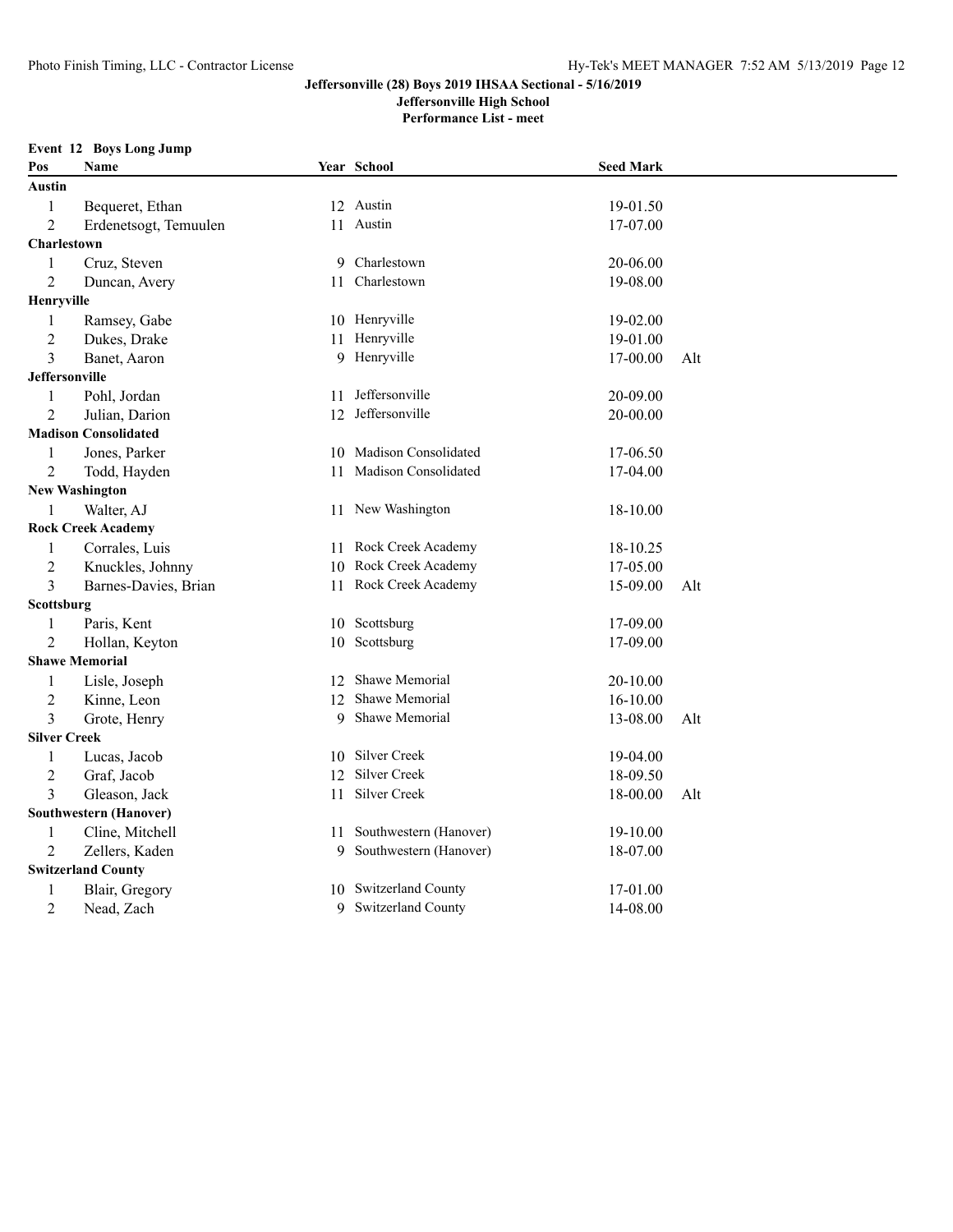**Jeffersonville (28) Boys 2019 IHSAA Sectional - 5/16/2019**
**Jeffersonville High School**
**Performance List - meet**

**Event 12 Boys Long Jump**

| Pos | Name | Year | School | Seed Mark | |
|---|---|---|---|---|---|
| **Austin** | | | | | |
| 1 | Bequeret, Ethan | 12 | Austin | 19-01.50 | |
| 2 | Erdenetsogt, Temuulen | 11 | Austin | 17-07.00 | |
| **Charlestown** | | | | | |
| 1 | Cruz, Steven | 9 | Charlestown | 20-06.00 | |
| 2 | Duncan, Avery | 11 | Charlestown | 19-08.00 | |
| **Henryville** | | | | | |
| 1 | Ramsey, Gabe | 10 | Henryville | 19-02.00 | |
| 2 | Dukes, Drake | 11 | Henryville | 19-01.00 | |
| 3 | Banet, Aaron | 9 | Henryville | 17-00.00 | Alt |
| **Jeffersonville** | | | | | |
| 1 | Pohl, Jordan | 11 | Jeffersonville | 20-09.00 | |
| 2 | Julian, Darion | 12 | Jeffersonville | 20-00.00 | |
| **Madison Consolidated** | | | | | |
| 1 | Jones, Parker | 10 | Madison Consolidated | 17-06.50 | |
| 2 | Todd, Hayden | 11 | Madison Consolidated | 17-04.00 | |
| **New Washington** | | | | | |
| 1 | Walter, AJ | 11 | New Washington | 18-10.00 | |
| **Rock Creek Academy** | | | | | |
| 1 | Corrales, Luis | 11 | Rock Creek Academy | 18-10.25 | |
| 2 | Knuckles, Johnny | 10 | Rock Creek Academy | 17-05.00 | |
| 3 | Barnes-Davies, Brian | 11 | Rock Creek Academy | 15-09.00 | Alt |
| **Scottsburg** | | | | | |
| 1 | Paris, Kent | 10 | Scottsburg | 17-09.00 | |
| 2 | Hollan, Keyton | 10 | Scottsburg | 17-09.00 | |
| **Shawe Memorial** | | | | | |
| 1 | Lisle, Joseph | 12 | Shawe Memorial | 20-10.00 | |
| 2 | Kinne, Leon | 12 | Shawe Memorial | 16-10.00 | |
| 3 | Grote, Henry | 9 | Shawe Memorial | 13-08.00 | Alt |
| **Silver Creek** | | | | | |
| 1 | Lucas, Jacob | 10 | Silver Creek | 19-04.00 | |
| 2 | Graf, Jacob | 12 | Silver Creek | 18-09.50 | |
| 3 | Gleason, Jack | 11 | Silver Creek | 18-00.00 | Alt |
| **Southwestern (Hanover)** | | | | | |
| 1 | Cline, Mitchell | 11 | Southwestern (Hanover) | 19-10.00 | |
| 2 | Zellers, Kaden | 9 | Southwestern (Hanover) | 18-07.00 | |
| **Switzerland County** | | | | | |
| 1 | Blair, Gregory | 10 | Switzerland County | 17-01.00 | |
| 2 | Nead, Zach | 9 | Switzerland County | 14-08.00 | |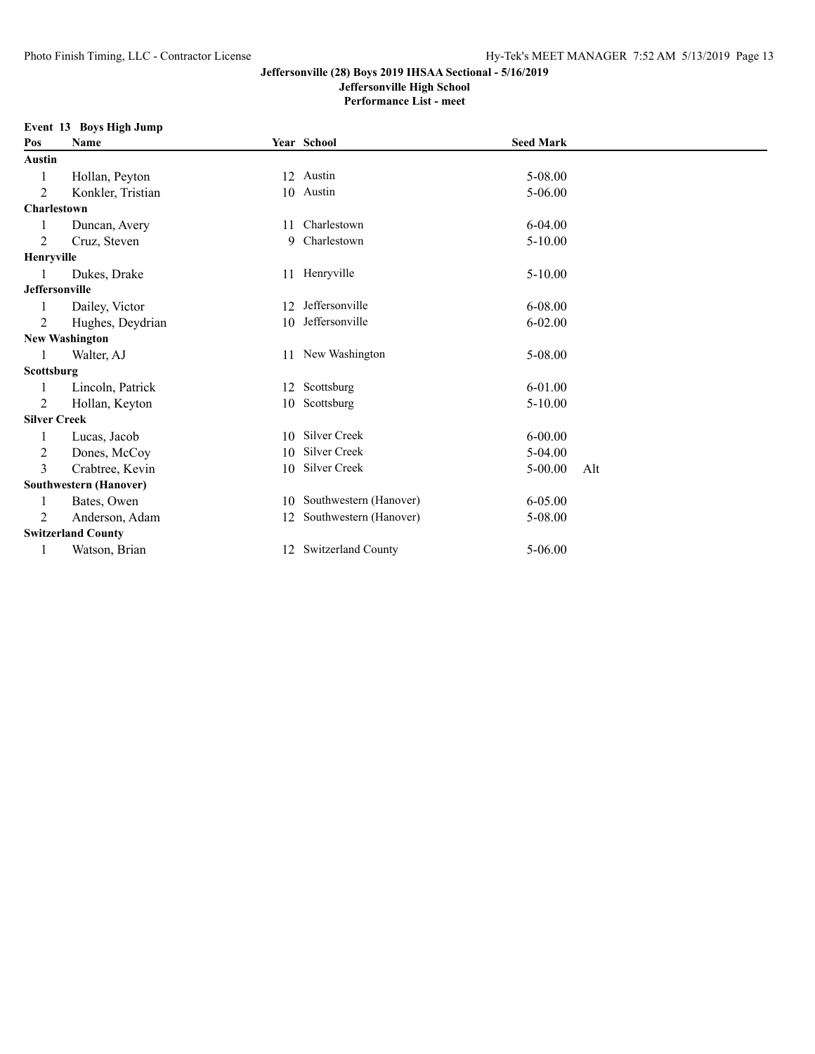**Jeffersonville (28) Boys 2019 IHSAA Sectional - 5/16/2019**
**Jeffersonville High School**
**Performance List - meet**

**Event 13 Boys High Jump**

| Pos | Name | Year | School | Seed Mark | |
|---|---|---|---|---|---|
| **Austin** | | | | | |
| 1 | Hollan, Peyton | 12 | Austin | 5-08.00 | |
| 2 | Konkler, Tristian | 10 | Austin | 5-06.00 | |
| **Charlestown** | | | | | |
| 1 | Duncan, Avery | 11 | Charlestown | 6-04.00 | |
| 2 | Cruz, Steven | 9 | Charlestown | 5-10.00 | |
| **Henryville** | | | | | |
| 1 | Dukes, Drake | 11 | Henryville | 5-10.00 | |
| **Jeffersonville** | | | | | |
| 1 | Dailey, Victor | 12 | Jeffersonville | 6-08.00 | |
| 2 | Hughes, Deydrian | 10 | Jeffersonville | 6-02.00 | |
| **New Washington** | | | | | |
| 1 | Walter, AJ | 11 | New Washington | 5-08.00 | |
| **Scottsburg** | | | | | |
| 1 | Lincoln, Patrick | 12 | Scottsburg | 6-01.00 | |
| 2 | Hollan, Keyton | 10 | Scottsburg | 5-10.00 | |
| **Silver Creek** | | | | | |
| 1 | Lucas, Jacob | 10 | Silver Creek | 6-00.00 | |
| 2 | Dones, McCoy | 10 | Silver Creek | 5-04.00 | |
| 3 | Crabtree, Kevin | 10 | Silver Creek | 5-00.00 | Alt |
| **Southwestern (Hanover)** | | | | | |
| 1 | Bates, Owen | 10 | Southwestern (Hanover) | 6-05.00 | |
| 2 | Anderson, Adam | 12 | Southwestern (Hanover) | 5-08.00 | |
| **Switzerland County** | | | | | |
| 1 | Watson, Brian | 12 | Switzerland County | 5-06.00 | |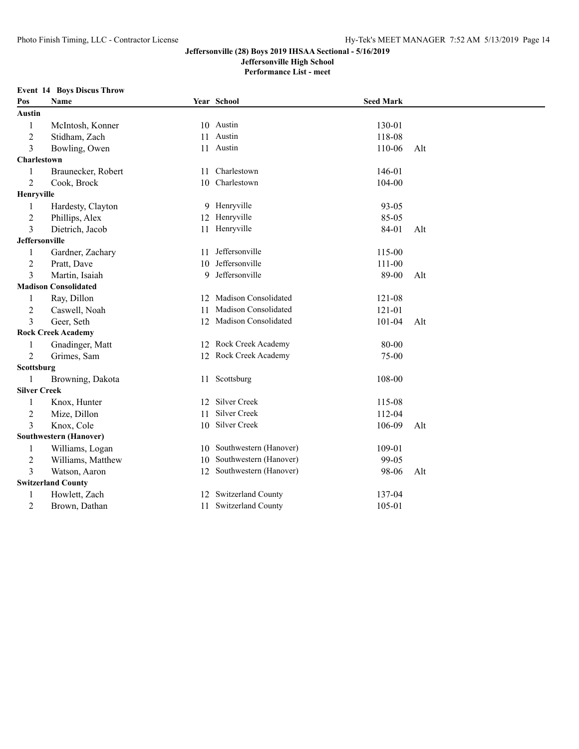**Jeffersonville (28) Boys 2019 IHSAA Sectional - 5/16/2019**
**Jeffersonville High School**
**Performance List - meet**

**Event 14 Boys Discus Throw**

| Pos | Name | Year | School | Seed Mark | |
|---|---|---|---|---|---|
| **Austin** | | | | | |
| 1 | McIntosh, Konner | 10 | Austin | 130-01 | |
| 2 | Stidham, Zach | 11 | Austin | 118-08 | |
| 3 | Bowling, Owen | 11 | Austin | 110-06 | Alt |
| **Charlestown** | | | | | |
| 1 | Braunecker, Robert | 11 | Charlestown | 146-01 | |
| 2 | Cook, Brock | 10 | Charlestown | 104-00 | |
| **Henryville** | | | | | |
| 1 | Hardesty, Clayton | 9 | Henryville | 93-05 | |
| 2 | Phillips, Alex | 12 | Henryville | 85-05 | |
| 3 | Dietrich, Jacob | 11 | Henryville | 84-01 | Alt |
| **Jeffersonville** | | | | | |
| 1 | Gardner, Zachary | 11 | Jeffersonville | 115-00 | |
| 2 | Pratt, Dave | 10 | Jeffersonville | 111-00 | |
| 3 | Martin, Isaiah | 9 | Jeffersonville | 89-00 | Alt |
| **Madison Consolidated** | | | | | |
| 1 | Ray, Dillon | 12 | Madison Consolidated | 121-08 | |
| 2 | Caswell, Noah | 11 | Madison Consolidated | 121-01 | |
| 3 | Geer, Seth | 12 | Madison Consolidated | 101-04 | Alt |
| **Rock Creek Academy** | | | | | |
| 1 | Gnadinger, Matt | 12 | Rock Creek Academy | 80-00 | |
| 2 | Grimes, Sam | 12 | Rock Creek Academy | 75-00 | |
| **Scottsburg** | | | | | |
| 1 | Browning, Dakota | 11 | Scottsburg | 108-00 | |
| **Silver Creek** | | | | | |
| 1 | Knox, Hunter | 12 | Silver Creek | 115-08 | |
| 2 | Mize, Dillon | 11 | Silver Creek | 112-04 | |
| 3 | Knox, Cole | 10 | Silver Creek | 106-09 | Alt |
| **Southwestern (Hanover)** | | | | | |
| 1 | Williams, Logan | 10 | Southwestern (Hanover) | 109-01 | |
| 2 | Williams, Matthew | 10 | Southwestern (Hanover) | 99-05 | |
| 3 | Watson, Aaron | 12 | Southwestern (Hanover) | 98-06 | Alt |
| **Switzerland County** | | | | | |
| 1 | Howlett, Zach | 12 | Switzerland County | 137-04 | |
| 2 | Brown, Dathan | 11 | Switzerland County | 105-01 | |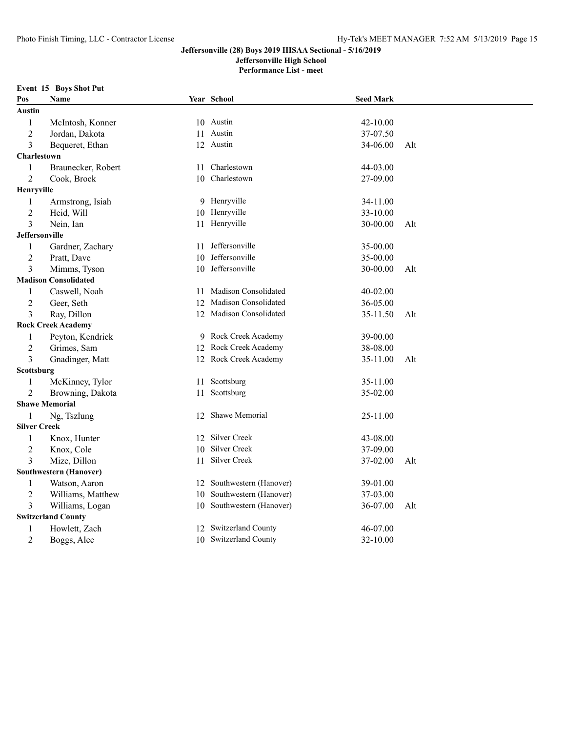**Jeffersonville (28) Boys 2019 IHSAA Sectional - 5/16/2019**
**Jeffersonville High School**
**Performance List - meet**

**Event 15 Boys Shot Put**

| Pos | Name | Year | School | Seed Mark | |
|---|---|---|---|---|---|
| **Austin** | | | | | |
| 1 | McIntosh, Konner | 10 | Austin | 42-10.00 | |
| 2 | Jordan, Dakota | 11 | Austin | 37-07.50 | |
| 3 | Bequeret, Ethan | 12 | Austin | 34-06.00 | Alt |
| **Charlestown** | | | | | |
| 1 | Braunecker, Robert | 11 | Charlestown | 44-03.00 | |
| 2 | Cook, Brock | 10 | Charlestown | 27-09.00 | |
| **Henryville** | | | | | |
| 1 | Armstrong, Isiah | 9 | Henryville | 34-11.00 | |
| 2 | Heid, Will | 10 | Henryville | 33-10.00 | |
| 3 | Nein, Ian | 11 | Henryville | 30-00.00 | Alt |
| **Jeffersonville** | | | | | |
| 1 | Gardner, Zachary | 11 | Jeffersonville | 35-00.00 | |
| 2 | Pratt, Dave | 10 | Jeffersonville | 35-00.00 | |
| 3 | Mimms, Tyson | 10 | Jeffersonville | 30-00.00 | Alt |
| **Madison Consolidated** | | | | | |
| 1 | Caswell, Noah | 11 | Madison Consolidated | 40-02.00 | |
| 2 | Geer, Seth | 12 | Madison Consolidated | 36-05.00 | |
| 3 | Ray, Dillon | 12 | Madison Consolidated | 35-11.50 | Alt |
| **Rock Creek Academy** | | | | | |
| 1 | Peyton, Kendrick | 9 | Rock Creek Academy | 39-00.00 | |
| 2 | Grimes, Sam | 12 | Rock Creek Academy | 38-08.00 | |
| 3 | Gnadinger, Matt | 12 | Rock Creek Academy | 35-11.00 | Alt |
| **Scottsburg** | | | | | |
| 1 | McKinney, Tylor | 11 | Scottsburg | 35-11.00 | |
| 2 | Browning, Dakota | 11 | Scottsburg | 35-02.00 | |
| **Shawe Memorial** | | | | | |
| 1 | Ng, Tszlung | 12 | Shawe Memorial | 25-11.00 | |
| **Silver Creek** | | | | | |
| 1 | Knox, Hunter | 12 | Silver Creek | 43-08.00 | |
| 2 | Knox, Cole | 10 | Silver Creek | 37-09.00 | |
| 3 | Mize, Dillon | 11 | Silver Creek | 37-02.00 | Alt |
| **Southwestern (Hanover)** | | | | | |
| 1 | Watson, Aaron | 12 | Southwestern (Hanover) | 39-01.00 | |
| 2 | Williams, Matthew | 10 | Southwestern (Hanover) | 37-03.00 | |
| 3 | Williams, Logan | 10 | Southwestern (Hanover) | 36-07.00 | Alt |
| **Switzerland County** | | | | | |
| 1 | Howlett, Zach | 12 | Switzerland County | 46-07.00 | |
| 2 | Boggs, Alec | 10 | Switzerland County | 32-10.00 | |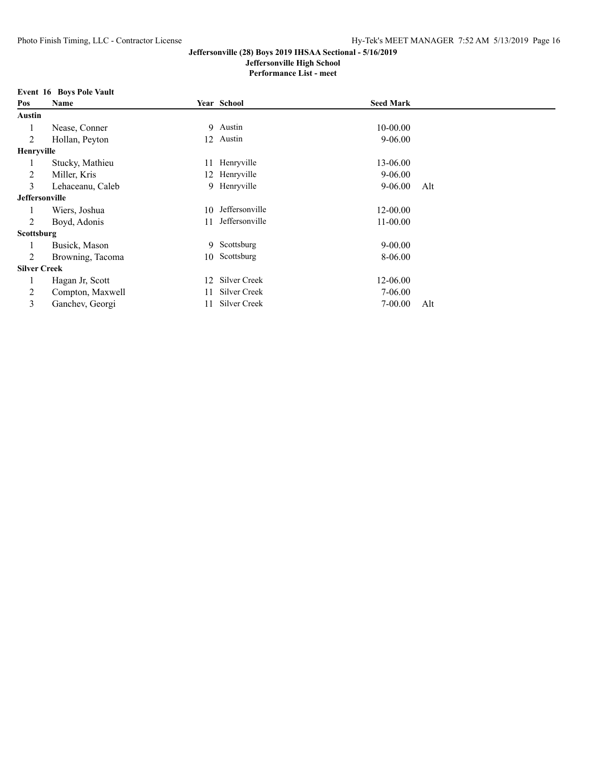**Jeffersonville (28) Boys 2019 IHSAA Sectional - 5/16/2019**
**Jeffersonville High School**
**Performance List - meet**

**Event 16 Boys Pole Vault**

| Pos | Name | Year | School | Seed Mark | |
|---|---|---|---|---|---|
| **Austin** | | | | | |
| 1 | Nease, Conner | 9 | Austin | 10-00.00 | |
| 2 | Hollan, Peyton | 12 | Austin | 9-06.00 | |
| **Henryville** | | | | | |
| 1 | Stucky, Mathieu | 11 | Henryville | 13-06.00 | |
| 2 | Miller, Kris | 12 | Henryville | 9-06.00 | |
| 3 | Lehaceanu, Caleb | 9 | Henryville | 9-06.00 | Alt |
| **Jeffersonville** | | | | | |
| 1 | Wiers, Joshua | 10 | Jeffersonville | 12-00.00 | |
| 2 | Boyd, Adonis | 11 | Jeffersonville | 11-00.00 | |
| **Scottsburg** | | | | | |
| 1 | Busick, Mason | 9 | Scottsburg | 9-00.00 | |
| 2 | Browning, Tacoma | 10 | Scottsburg | 8-06.00 | |
| **Silver Creek** | | | | | |
| 1 | Hagan Jr, Scott | 12 | Silver Creek | 12-06.00 | |
| 2 | Compton, Maxwell | 11 | Silver Creek | 7-06.00 | |
| 3 | Ganchev, Georgi | 11 | Silver Creek | 7-00.00 | Alt |